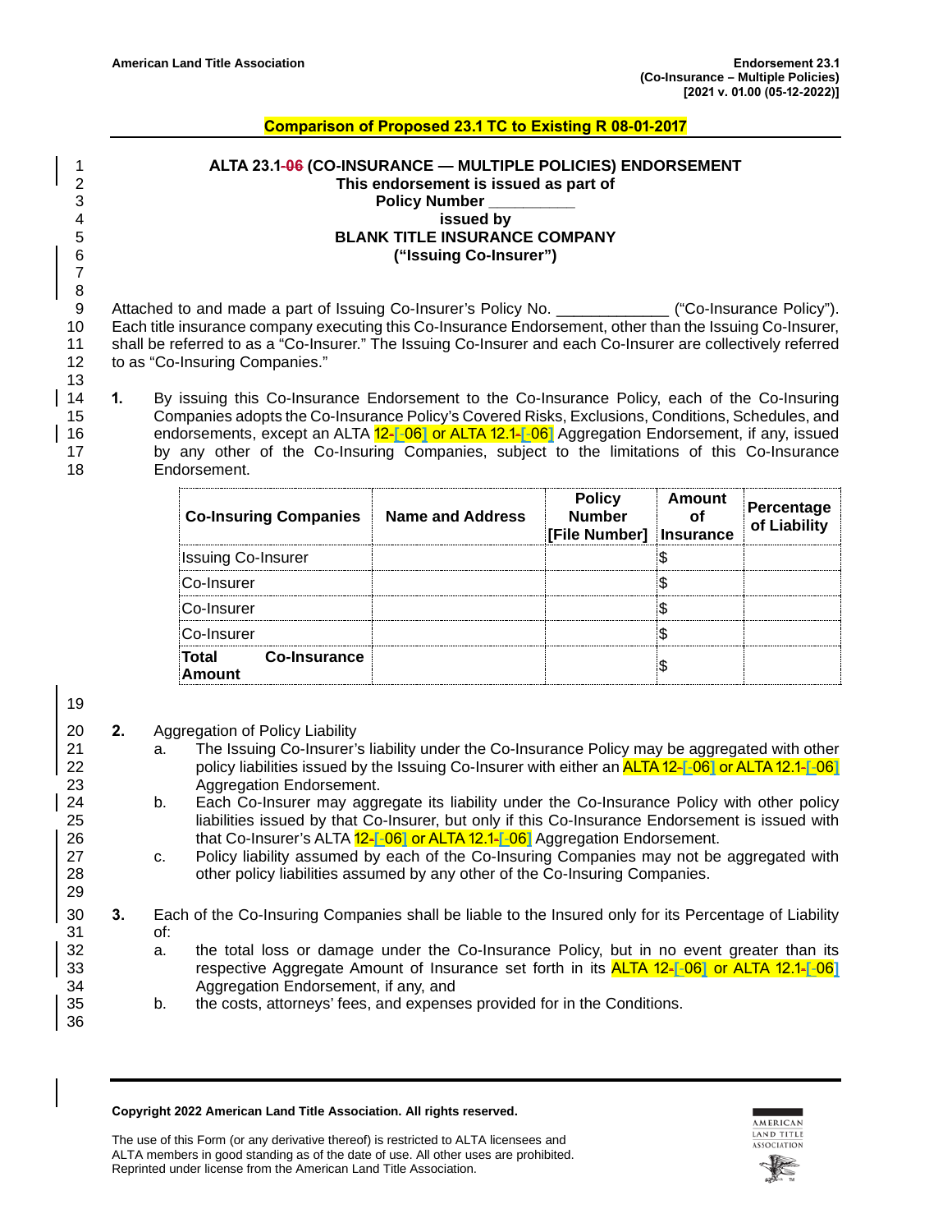**Comparison of Proposed 23.1 TC to Existing R 08-01-2017**

**ALTA 23.1-06 (CO-INSURANCE — MULTIPLE POLICIES) ENDORSEMENT**
**This endorsement is issued as part of**
**Policy Number __________**
**issued by**
**BLANK TITLE INSURANCE COMPANY**
**("Issuing Co-Insurer")**

Attached to and made a part of Issuing Co-Insurer's Policy No. ____________ ("Co-Insurance Policy"). Each title insurance company executing this Co-Insurance Endorsement, other than the Issuing Co-Insurer, shall be referred to as a "Co-Insurer." The Issuing Co-Insurer and each Co-Insurer are collectively referred to as "Co-Insuring Companies."

**1.** By issuing this Co-Insurance Endorsement to the Co-Insurance Policy, each of the Co-Insuring Companies adopts the Co-Insurance Policy's Covered Risks, Exclusions, Conditions, Schedules, and endorsements, except an ALTA 12-[-06] or ALTA 12.1-[-06] Aggregation Endorsement, if any, issued by any other of the Co-Insuring Companies, subject to the limitations of this Co-Insurance Endorsement.

| Co-Insuring Companies | Name and Address | Policy Number [File Number] | Amount of Insurance | Percentage of Liability |
|---|---|---|---|---|
| Issuing Co-Insurer | | | $ | |
| Co-Insurer | | | $ | |
| Co-Insurer | | | $ | |
| Co-Insurer | | | $ | |
| **Total Co-Insurance Amount** | | | $ | |

**2.** Aggregation of Policy Liability

a. The Issuing Co-Insurer's liability under the Co-Insurance Policy may be aggregated with other policy liabilities issued by the Issuing Co-Insurer with either an ALTA 12-[-06] or ALTA 12.1-[-06] Aggregation Endorsement.

b. Each Co-Insurer may aggregate its liability under the Co-Insurance Policy with other policy liabilities issued by that Co-Insurer, but only if this Co-Insurance Endorsement is issued with that Co-Insurer's ALTA 12-[-06] or ALTA 12.1-[-06] Aggregation Endorsement.

c. Policy liability assumed by each of the Co-Insuring Companies may not be aggregated with other policy liabilities assumed by any other of the Co-Insuring Companies.

**3.** Each of the Co-Insuring Companies shall be liable to the Insured only for its Percentage of Liability of:

a. the total loss or damage under the Co-Insurance Policy, but in no event greater than its respective Aggregate Amount of Insurance set forth in its ALTA 12-[-06] or ALTA 12.1-[-06] Aggregation Endorsement, if any, and

b. the costs, attorneys' fees, and expenses provided for in the Conditions.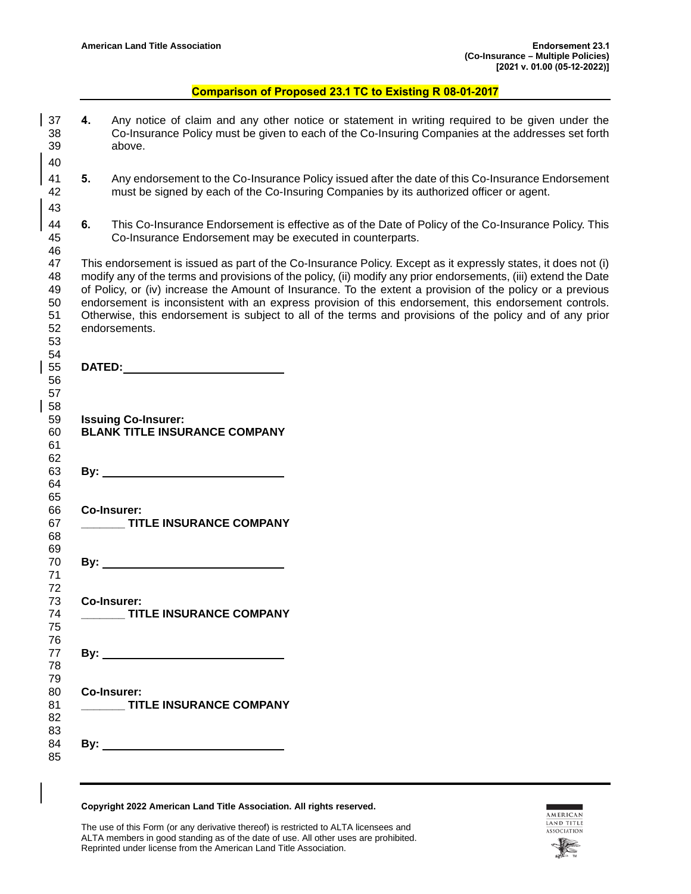**Comparison of Proposed 23.1 TC to Existing R 08-01-2017**

**4.** Any notice of claim and any other notice or statement in writing required to be given under the Co-Insurance Policy must be given to each of the Co-Insuring Companies at the addresses set forth above.

**5.** Any endorsement to the Co-Insurance Policy issued after the date of this Co-Insurance Endorsement must be signed by each of the Co-Insuring Companies by its authorized officer or agent.

**6.** This Co-Insurance Endorsement is effective as of the Date of Policy of the Co-Insurance Policy. This Co-Insurance Endorsement may be executed in counterparts.

This endorsement is issued as part of the Co-Insurance Policy. Except as it expressly states, it does not (i) modify any of the terms and provisions of the policy, (ii) modify any prior endorsements, (iii) extend the Date of Policy, or (iv) increase the Amount of Insurance. To the extent a provision of the policy or a previous endorsement is inconsistent with an express provision of this endorsement, this endorsement controls. Otherwise, this endorsement is subject to all of the terms and provisions of the policy and of any prior endorsements.

**DATED:** ___________________________

**Issuing Co-Insurer:**
**BLANK TITLE INSURANCE COMPANY**

**By:** ______________________________

**Co-Insurer:**
**_______ TITLE INSURANCE COMPANY**

**By:** ______________________________

**Co-Insurer:**
**_______ TITLE INSURANCE COMPANY**

**By:** ______________________________

**Co-Insurer:**
**_______ TITLE INSURANCE COMPANY**

**By:** ______________________________

**Copyright 2022 American Land Title Association. All rights reserved.**

The use of this Form (or any derivative thereof) is restricted to ALTA licensees and ALTA members in good standing as of the date of use. All other uses are prohibited. Reprinted under license from the American Land Title Association.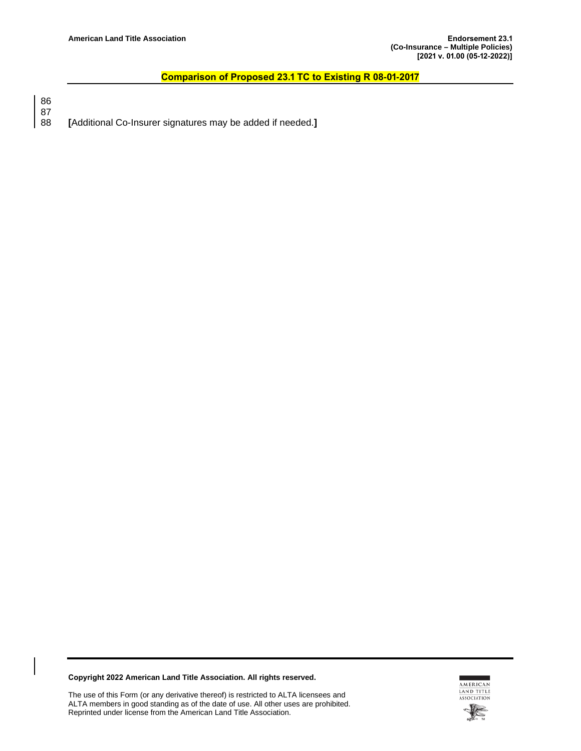[Additional Co-Insurer signatures may be added if needed.]